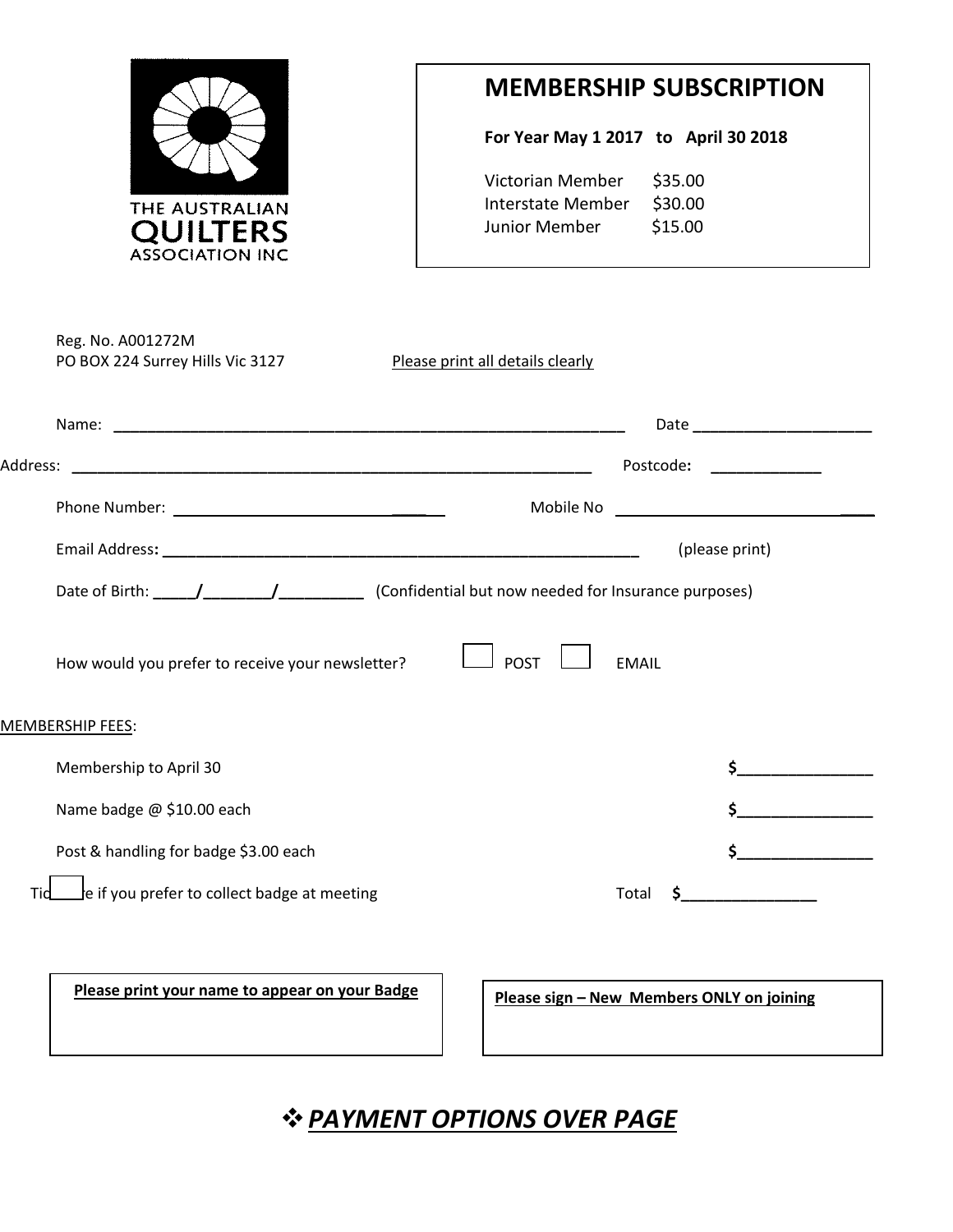THE AUSTRALIAN QUILTERS ASSOCIATION INC

# MEMBERSHIP SUBSCRIPTION

**For Year May 1 2017 to April 30 2018**

| | |
|---|---|
| Victorian Member | $35.00 |
| Interstate Member | $30.00 |
| Junior Member | $15.00 |

Reg. No. A001272M
PO BOX 224 Surrey Hills Vic 3127

Please print all details clearly

Name: ______________________________________________ Date ____________________

Address: ______________________________________________ Postcode: ____________

Phone Number: ______________________________ Mobile No ______________________________

Email Address: ______________________________________________ (please print)

Date of Birth: _____/_______/_________ (Confidential but now needed for Insurance purposes)

How would you prefer to receive your newsletter? ☐ POST ☐ EMAIL

MEMBERSHIP FEES:

| | |
|---|---|
| Membership to April 30 | $_______________ |
| Name badge @ $10.00 each | $_______________ |
| Post & handling for badge $3.00 each | $_______________ |
| ☐ Tick here if you prefer to collect badge at meeting | Total $_______________ |

**Please print your name to appear on your Badge**

**Please sign – New Members ONLY on joining**

## ❖ ***PAYMENT OPTIONS OVER PAGE***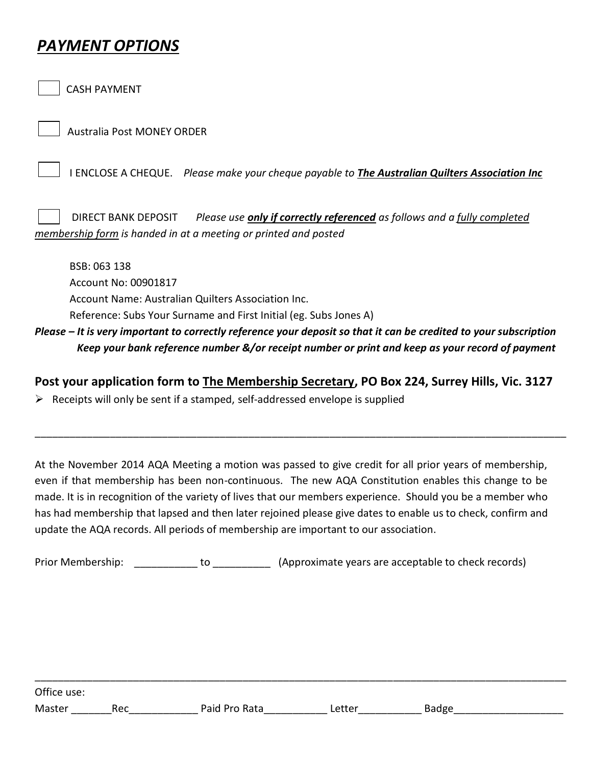# ***PAYMENT OPTIONS***

☐ CASH PAYMENT

☐ Australia Post MONEY ORDER

☐ I ENCLOSE A CHEQUE. *Please make your cheque payable to* ***The Australian Quilters Association Inc***

☐ DIRECT BANK DEPOSIT *Please use **only if correctly referenced** as follows and a fully completed membership form is handed in at a meeting or printed and posted*

BSB: 063 138
Account No: 00901817
Account Name: Australian Quilters Association Inc.
Reference: Subs Your Surname and First Initial (eg. Subs Jones A)

***Please – It is very important to correctly reference your deposit so that it can be credited to your subscription***
***Keep your bank reference number &/or receipt number or print and keep as your record of payment***

**Post your application form to The Membership Secretary, PO Box 224, Surrey Hills, Vic. 3127**

- Receipts will only be sent if a stamped, self-addressed envelope is supplied

---

At the November 2014 AQA Meeting a motion was passed to give credit for all prior years of membership, even if that membership has been non-continuous. The new AQA Constitution enables this change to be made. It is in recognition of the variety of lives that our members experience. Should you be a member who has had membership that lapsed and then later rejoined please give dates to enable us to check, confirm and update the AQA records. All periods of membership are important to our association.

Prior Membership: ___________ to __________ (Approximate years are acceptable to check records)

---

Office use:
Master _______Rec____________ Paid Pro Rata___________ Letter___________ Badge___________________